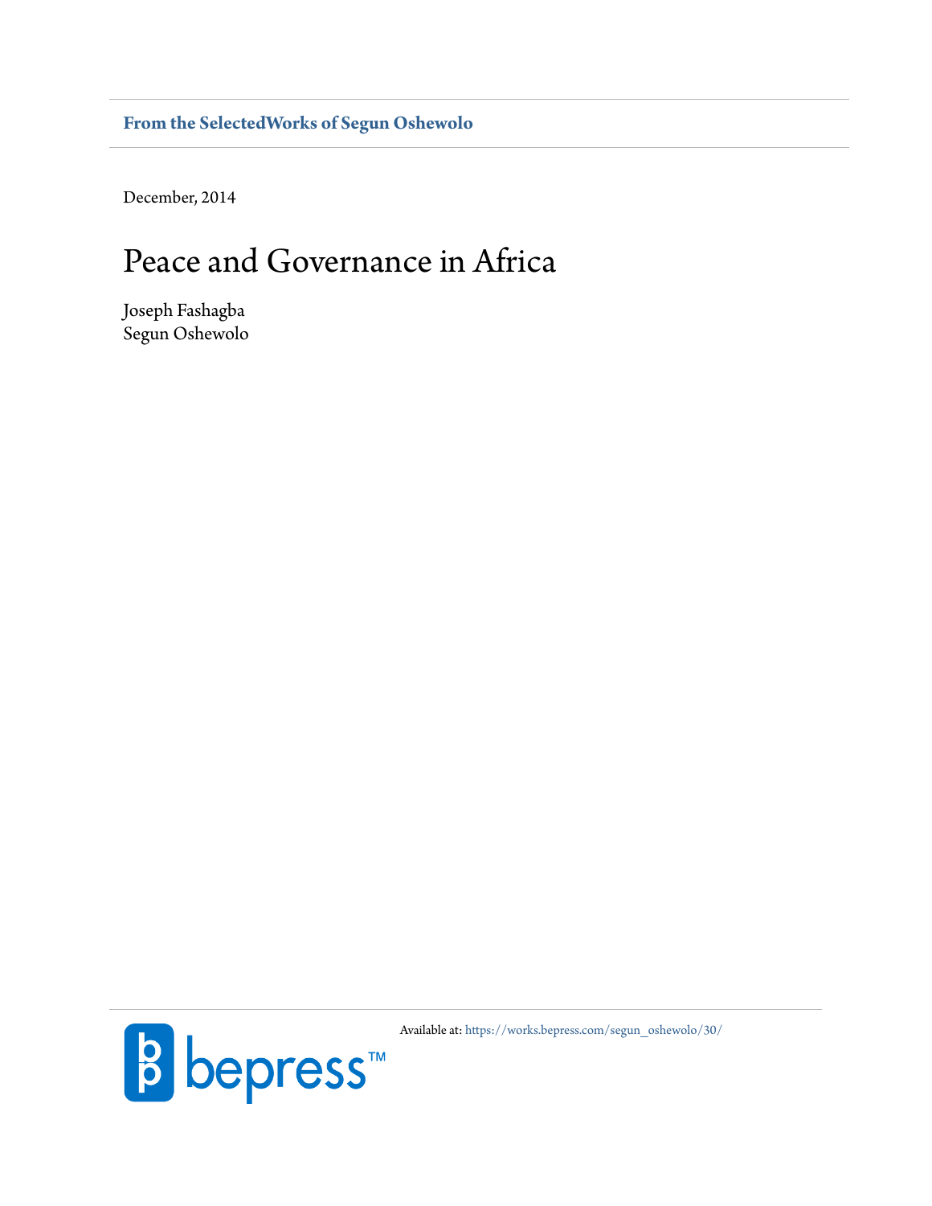**From the SelectedWorks of Segun Oshewolo**

December, 2014

# Peace and Governance in Africa

Joseph Fashagba
Segun Oshewolo

Available at: https://works.bepress.com/segun_oshewolo/30/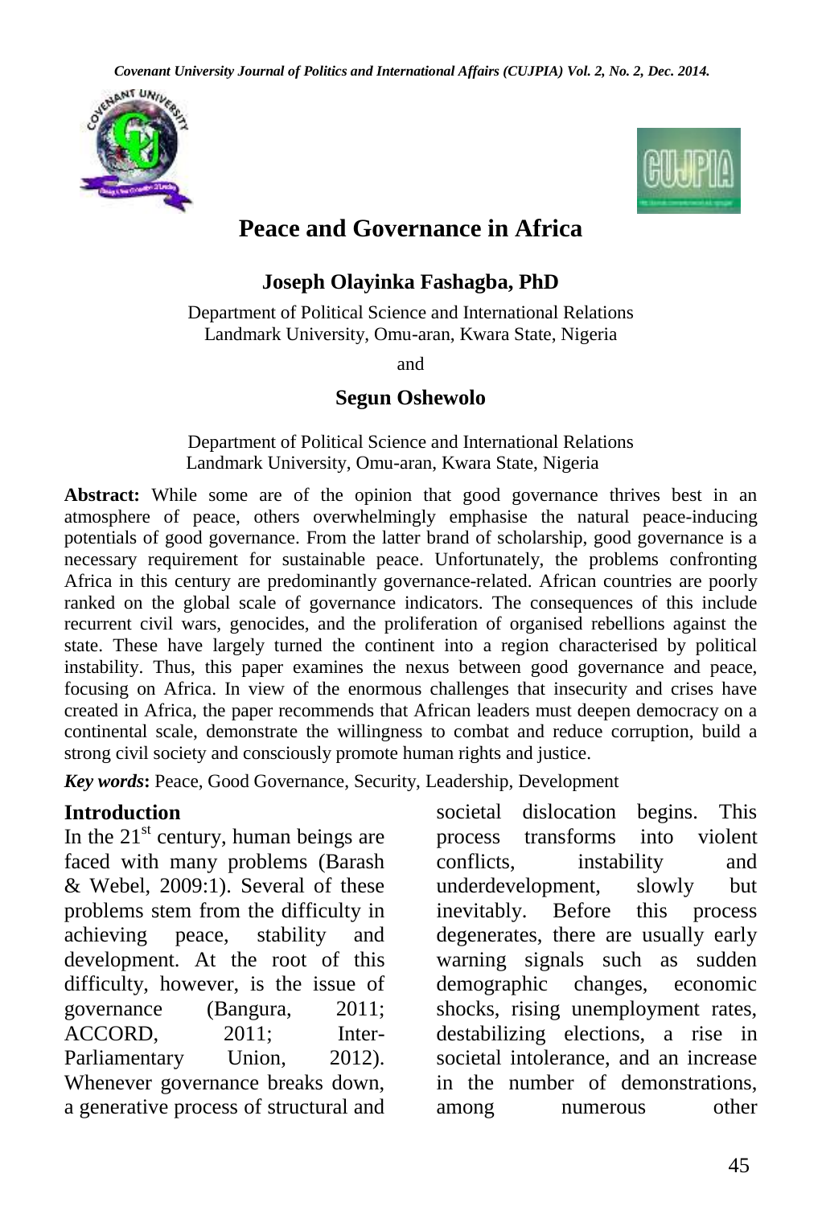# Peace and Governance in Africa

**Joseph Olayinka Fashagba, PhD**

Department of Political Science and International Relations
Landmark University, Omu-aran, Kwara State, Nigeria

and

**Segun Oshewolo**

Department of Political Science and International Relations
Landmark University, Omu-aran, Kwara State, Nigeria

**Abstract:** While some are of the opinion that good governance thrives best in an atmosphere of peace, others overwhelmingly emphasise the natural peace-inducing potentials of good governance. From the latter brand of scholarship, good governance is a necessary requirement for sustainable peace. Unfortunately, the problems confronting Africa in this century are predominantly governance-related. African countries are poorly ranked on the global scale of governance indicators. The consequences of this include recurrent civil wars, genocides, and the proliferation of organised rebellions against the state. These have largely turned the continent into a region characterised by political instability. Thus, this paper examines the nexus between good governance and peace, focusing on Africa. In view of the enormous challenges that insecurity and crises have created in Africa, the paper recommends that African leaders must deepen democracy on a continental scale, demonstrate the willingness to combat and reduce corruption, build a strong civil society and consciously promote human rights and justice.

***Key words*:** Peace, Good Governance, Security, Leadership, Development

## Introduction

In the 21st century, human beings are faced with many problems (Barash & Webel, 2009:1). Several of these problems stem from the difficulty in achieving peace, stability and development. At the root of this difficulty, however, is the issue of governance (Bangura, 2011; ACCORD, 2011; Inter-Parliamentary Union, 2012). Whenever governance breaks down, a generative process of structural and societal dislocation begins. This process transforms into violent conflicts, instability and underdevelopment, slowly but inevitably. Before this process degenerates, there are usually early warning signals such as sudden demographic changes, economic shocks, rising unemployment rates, destabilizing elections, a rise in societal intolerance, and an increase in the number of demonstrations, among numerous other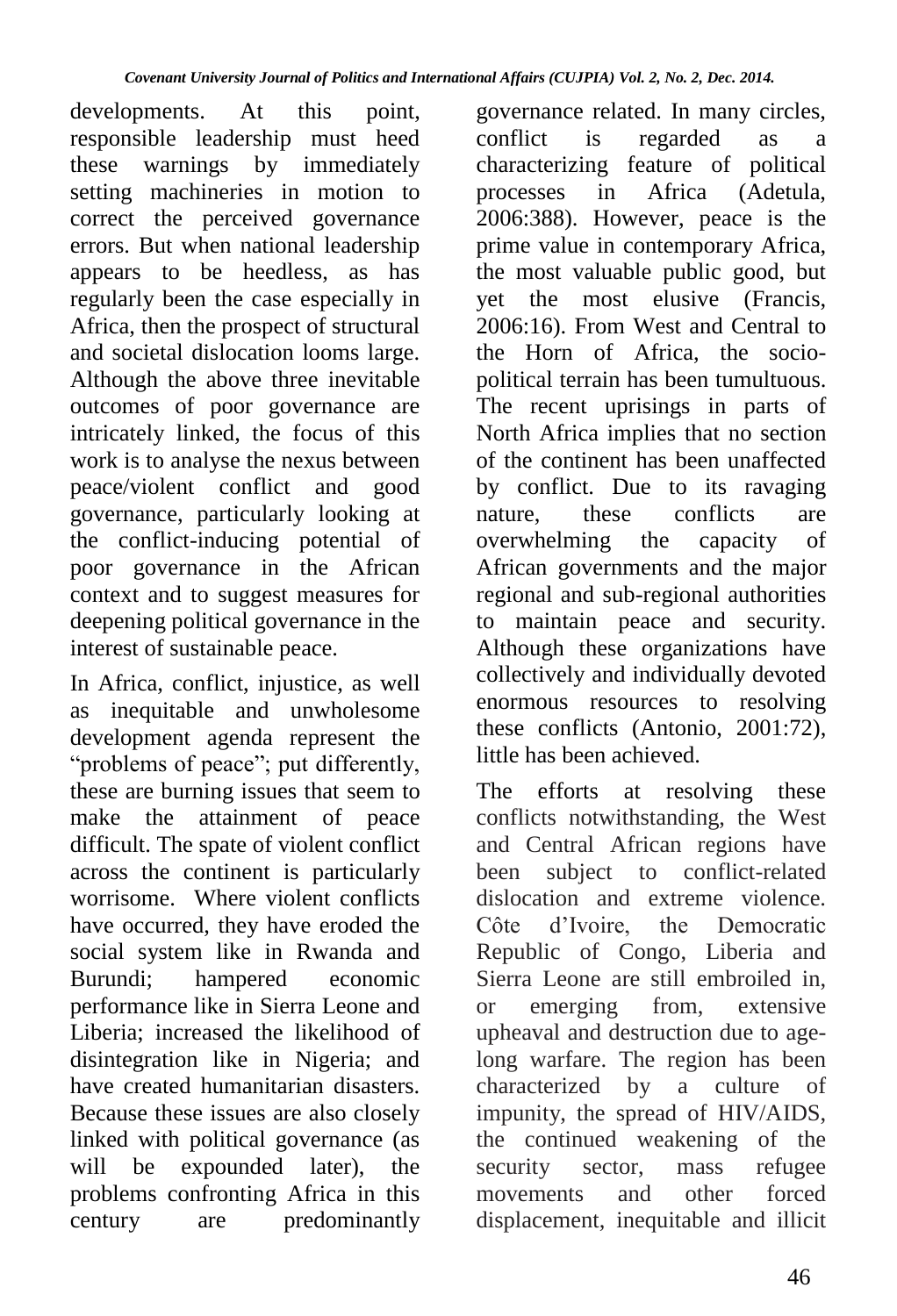developments. At this point, responsible leadership must heed these warnings by immediately setting machineries in motion to correct the perceived governance errors. But when national leadership appears to be heedless, as has regularly been the case especially in Africa, then the prospect of structural and societal dislocation looms large. Although the above three inevitable outcomes of poor governance are intricately linked, the focus of this work is to analyse the nexus between peace/violent conflict and good governance, particularly looking at the conflict-inducing potential of poor governance in the African context and to suggest measures for deepening political governance in the interest of sustainable peace.

In Africa, conflict, injustice, as well as inequitable and unwholesome development agenda represent the "problems of peace"; put differently, these are burning issues that seem to make the attainment of peace difficult. The spate of violent conflict across the continent is particularly worrisome. Where violent conflicts have occurred, they have eroded the social system like in Rwanda and Burundi; hampered economic performance like in Sierra Leone and Liberia; increased the likelihood of disintegration like in Nigeria; and have created humanitarian disasters. Because these issues are also closely linked with political governance (as will be expounded later), the problems confronting Africa in this century are predominantly governance related. In many circles, conflict is regarded as a characterizing feature of political processes in Africa (Adetula, 2006:388). However, peace is the prime value in contemporary Africa, the most valuable public good, but yet the most elusive (Francis, 2006:16). From West and Central to the Horn of Africa, the socio-political terrain has been tumultuous. The recent uprisings in parts of North Africa implies that no section of the continent has been unaffected by conflict. Due to its ravaging nature, these conflicts are overwhelming the capacity of African governments and the major regional and sub-regional authorities to maintain peace and security. Although these organizations have collectively and individually devoted enormous resources to resolving these conflicts (Antonio, 2001:72), little has been achieved.

The efforts at resolving these conflicts notwithstanding, the West and Central African regions have been subject to conflict-related dislocation and extreme violence. Côte d'Ivoire, the Democratic Republic of Congo, Liberia and Sierra Leone are still embroiled in, or emerging from, extensive upheaval and destruction due to age-long warfare. The region has been characterized by a culture of impunity, the spread of HIV/AIDS, the continued weakening of the security sector, mass refugee movements and other forced displacement, inequitable and illicit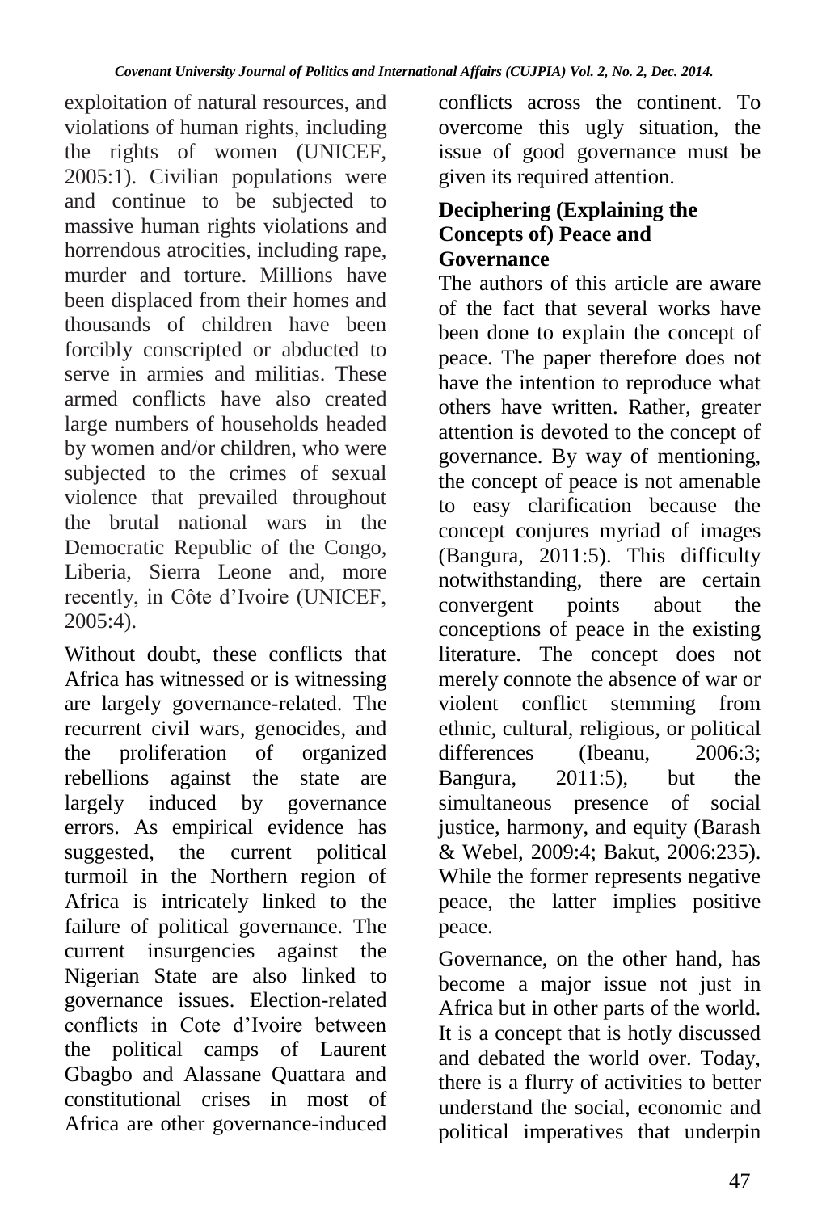exploitation of natural resources, and violations of human rights, including the rights of women (UNICEF, 2005:1). Civilian populations were and continue to be subjected to massive human rights violations and horrendous atrocities, including rape, murder and torture. Millions have been displaced from their homes and thousands of children have been forcibly conscripted or abducted to serve in armies and militias. These armed conflicts have also created large numbers of households headed by women and/or children, who were subjected to the crimes of sexual violence that prevailed throughout the brutal national wars in the Democratic Republic of the Congo, Liberia, Sierra Leone and, more recently, in Côte d'Ivoire (UNICEF, 2005:4).

Without doubt, these conflicts that Africa has witnessed or is witnessing are largely governance-related. The recurrent civil wars, genocides, and the proliferation of organized rebellions against the state are largely induced by governance errors. As empirical evidence has suggested, the current political turmoil in the Northern region of Africa is intricately linked to the failure of political governance. The current insurgencies against the Nigerian State are also linked to governance issues. Election-related conflicts in Cote d'Ivoire between the political camps of Laurent Gbagbo and Alassane Quattara and constitutional crises in most of Africa are other governance-induced conflicts across the continent. To overcome this ugly situation, the issue of good governance must be given its required attention.

## Deciphering (Explaining the Concepts of) Peace and Governance

The authors of this article are aware of the fact that several works have been done to explain the concept of peace. The paper therefore does not have the intention to reproduce what others have written. Rather, greater attention is devoted to the concept of governance. By way of mentioning, the concept of peace is not amenable to easy clarification because the concept conjures myriad of images (Bangura, 2011:5). This difficulty notwithstanding, there are certain convergent points about the conceptions of peace in the existing literature. The concept does not merely connote the absence of war or violent conflict stemming from ethnic, cultural, religious, or political differences (Ibeanu, 2006:3; Bangura, 2011:5), but the simultaneous presence of social justice, harmony, and equity (Barash & Webel, 2009:4; Bakut, 2006:235). While the former represents negative peace, the latter implies positive peace.

Governance, on the other hand, has become a major issue not just in Africa but in other parts of the world. It is a concept that is hotly discussed and debated the world over. Today, there is a flurry of activities to better understand the social, economic and political imperatives that underpin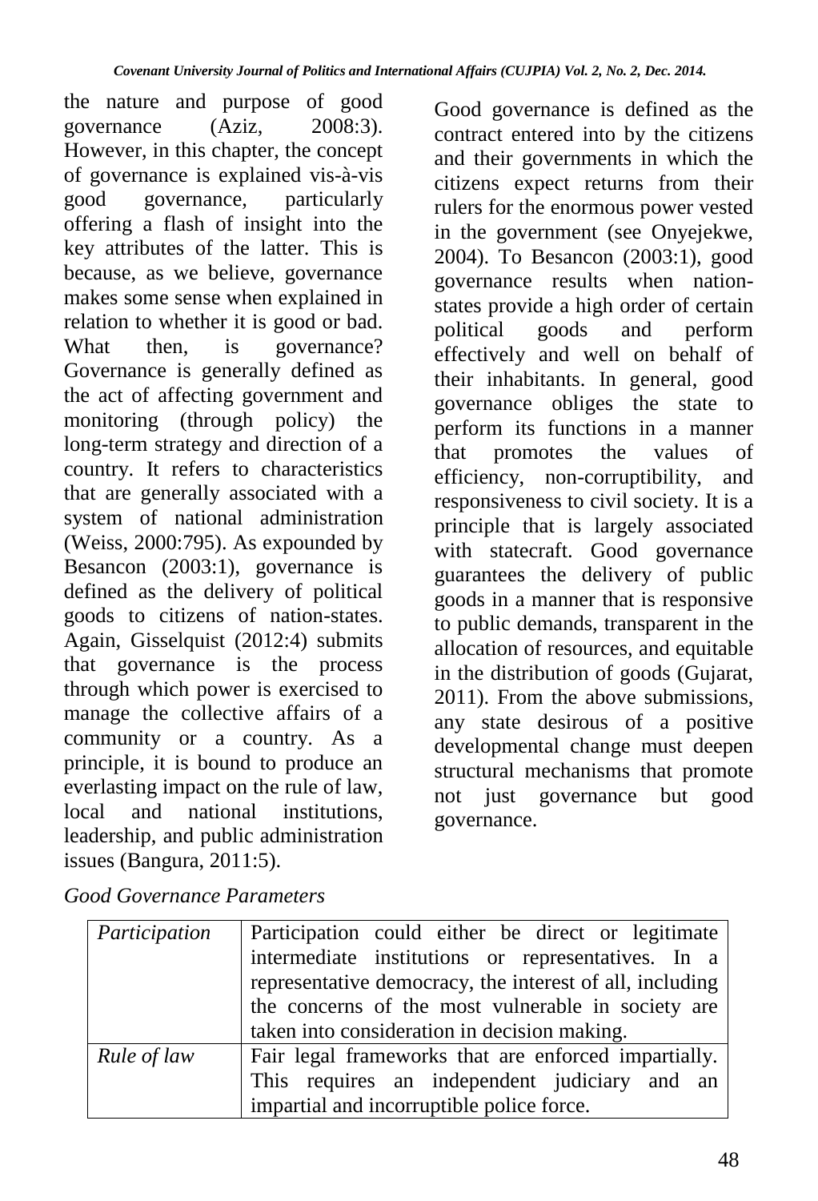the nature and purpose of good governance (Aziz, 2008:3). However, in this chapter, the concept of governance is explained vis-à-vis good governance, particularly offering a flash of insight into the key attributes of the latter. This is because, as we believe, governance makes some sense when explained in relation to whether it is good or bad. What then, is governance? Governance is generally defined as the act of affecting government and monitoring (through policy) the long-term strategy and direction of a country. It refers to characteristics that are generally associated with a system of national administration (Weiss, 2000:795). As expounded by Besancon (2003:1), governance is defined as the delivery of political goods to citizens of nation-states. Again, Gisselquist (2012:4) submits that governance is the process through which power is exercised to manage the collective affairs of a community or a country. As a principle, it is bound to produce an everlasting impact on the rule of law, local and national institutions, leadership, and public administration issues (Bangura, 2011:5).

Good governance is defined as the contract entered into by the citizens and their governments in which the citizens expect returns from their rulers for the enormous power vested in the government (see Onyejekwe, 2004). To Besancon (2003:1), good governance results when nation-states provide a high order of certain political goods and perform effectively and well on behalf of their inhabitants. In general, good governance obliges the state to perform its functions in a manner that promotes the values of efficiency, non-corruptibility, and responsiveness to civil society. It is a principle that is largely associated with statecraft. Good governance guarantees the delivery of public goods in a manner that is responsive to public demands, transparent in the allocation of resources, and equitable in the distribution of goods (Gujarat, 2011). From the above submissions, any state desirous of a positive developmental change must deepen structural mechanisms that promote not just governance but good governance.

*Good Governance Parameters*

| | |
|---|---|
| *Participation* | Participation could either be direct or legitimate intermediate institutions or representatives. In a representative democracy, the interest of all, including the concerns of the most vulnerable in society are taken into consideration in decision making. |
| *Rule of law* | Fair legal frameworks that are enforced impartially. This requires an independent judiciary and an impartial and incorruptible police force. |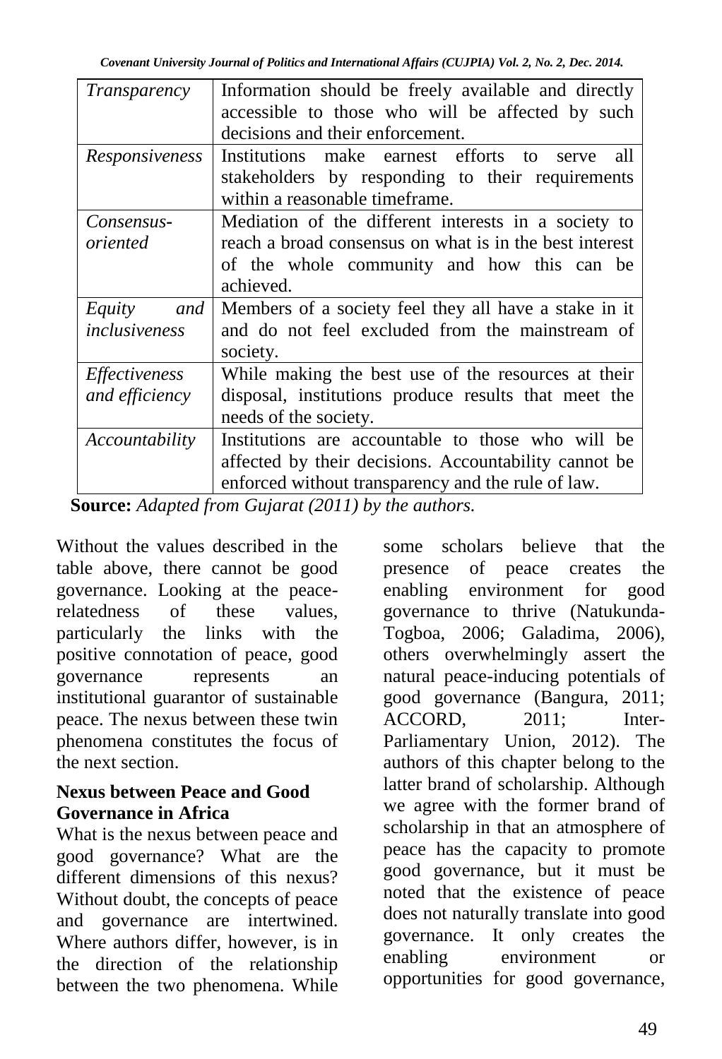| | |
|---|---|
| *Transparency* | Information should be freely available and directly accessible to those who will be affected by such decisions and their enforcement. |
| *Responsiveness* | Institutions make earnest efforts to serve all stakeholders by responding to their requirements within a reasonable timeframe. |
| *Consensus-oriented* | Mediation of the different interests in a society to reach a broad consensus on what is in the best interest of the whole community and how this can be achieved. |
| *Equity and inclusiveness* | Members of a society feel they all have a stake in it and do not feel excluded from the mainstream of society. |
| *Effectiveness and efficiency* | While making the best use of the resources at their disposal, institutions produce results that meet the needs of the society. |
| *Accountability* | Institutions are accountable to those who will be affected by their decisions. Accountability cannot be enforced without transparency and the rule of law. |

**Source:** *Adapted from Gujarat (2011) by the authors.*

Without the values described in the table above, there cannot be good governance. Looking at the peace-relatedness of these values, particularly the links with the positive connotation of peace, good governance represents an institutional guarantor of sustainable peace. The nexus between these twin phenomena constitutes the focus of the next section.

**Nexus between Peace and Good Governance in Africa**

What is the nexus between peace and good governance? What are the different dimensions of this nexus? Without doubt, the concepts of peace and governance are intertwined. Where authors differ, however, is in the direction of the relationship between the two phenomena. While some scholars believe that the presence of peace creates the enabling environment for good governance to thrive (Natukunda-Togboa, 2006; Galadima, 2006), others overwhelmingly assert the natural peace-inducing potentials of good governance (Bangura, 2011; ACCORD, 2011; Inter-Parliamentary Union, 2012). The authors of this chapter belong to the latter brand of scholarship. Although we agree with the former brand of scholarship in that an atmosphere of peace has the capacity to promote good governance, but it must be noted that the existence of peace does not naturally translate into good governance. It only creates the enabling environment or opportunities for good governance,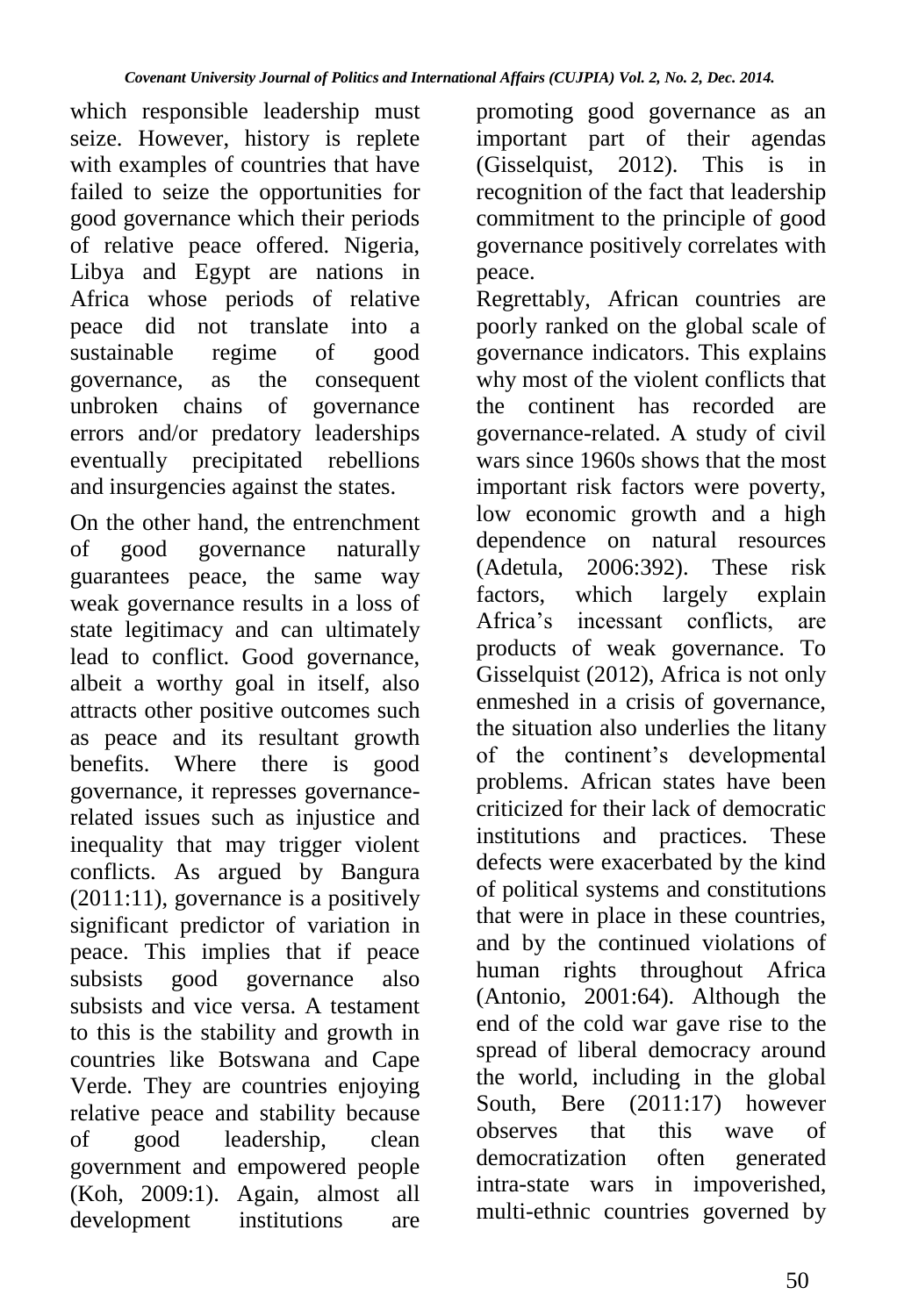which responsible leadership must seize. However, history is replete with examples of countries that have failed to seize the opportunities for good governance which their periods of relative peace offered. Nigeria, Libya and Egypt are nations in Africa whose periods of relative peace did not translate into a sustainable regime of good governance, as the consequent unbroken chains of governance errors and/or predatory leaderships eventually precipitated rebellions and insurgencies against the states.

On the other hand, the entrenchment of good governance naturally guarantees peace, the same way weak governance results in a loss of state legitimacy and can ultimately lead to conflict. Good governance, albeit a worthy goal in itself, also attracts other positive outcomes such as peace and its resultant growth benefits. Where there is good governance, it represses governance-related issues such as injustice and inequality that may trigger violent conflicts. As argued by Bangura (2011:11), governance is a positively significant predictor of variation in peace. This implies that if peace subsists good governance also subsists and vice versa. A testament to this is the stability and growth in countries like Botswana and Cape Verde. They are countries enjoying relative peace and stability because of good leadership, clean government and empowered people (Koh, 2009:1). Again, almost all development institutions are promoting good governance as an important part of their agendas (Gisselquist, 2012). This is in recognition of the fact that leadership commitment to the principle of good governance positively correlates with peace.

Regrettably, African countries are poorly ranked on the global scale of governance indicators. This explains why most of the violent conflicts that the continent has recorded are governance-related. A study of civil wars since 1960s shows that the most important risk factors were poverty, low economic growth and a high dependence on natural resources (Adetula, 2006:392). These risk factors, which largely explain Africa's incessant conflicts, are products of weak governance. To Gisselquist (2012), Africa is not only enmeshed in a crisis of governance, the situation also underlies the litany of the continent's developmental problems. African states have been criticized for their lack of democratic institutions and practices. These defects were exacerbated by the kind of political systems and constitutions that were in place in these countries, and by the continued violations of human rights throughout Africa (Antonio, 2001:64). Although the end of the cold war gave rise to the spread of liberal democracy around the world, including in the global South, Bere (2011:17) however observes that this wave of democratization often generated intra-state wars in impoverished, multi-ethnic countries governed by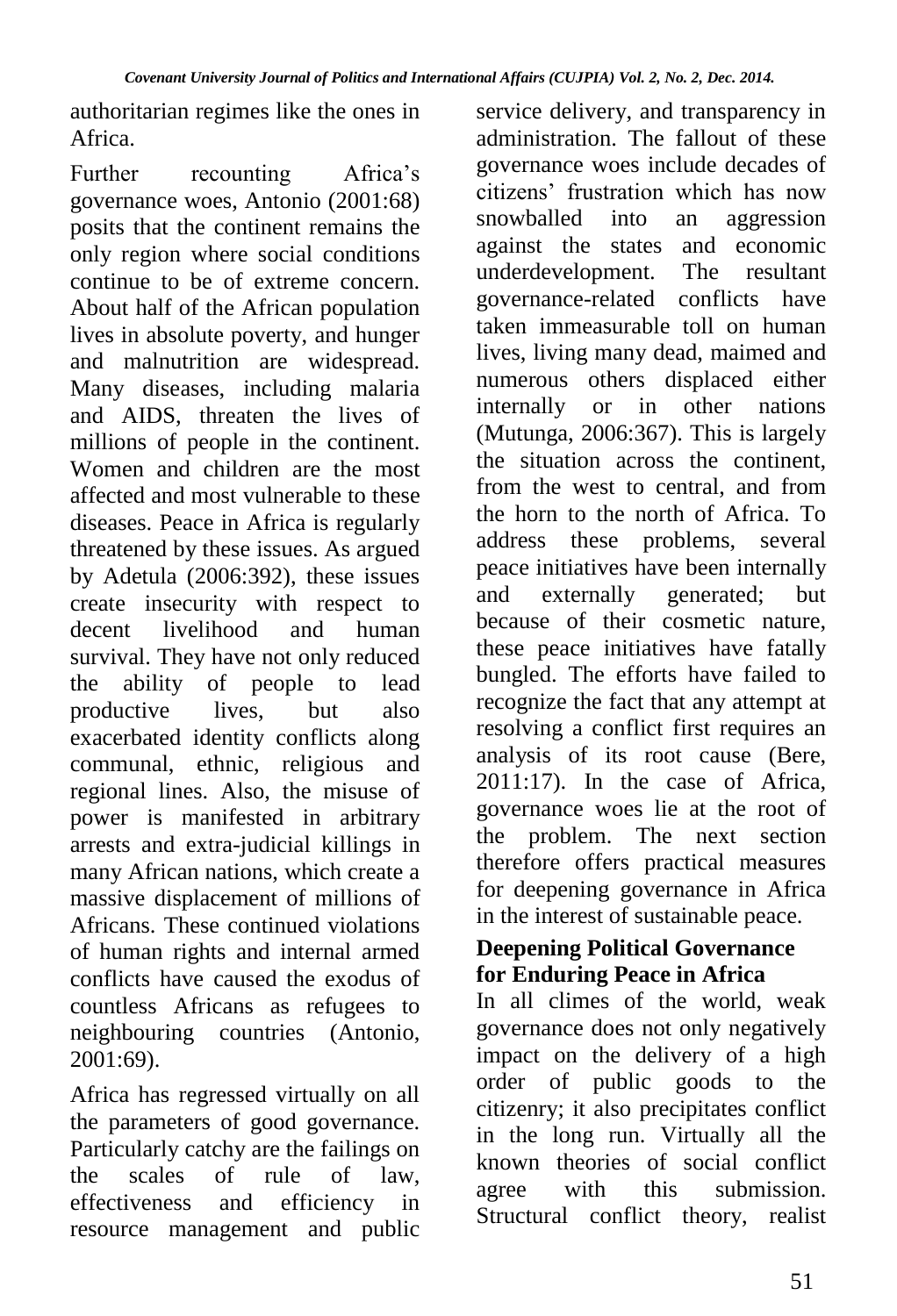authoritarian regimes like the ones in Africa.

Further recounting Africa's governance woes, Antonio (2001:68) posits that the continent remains the only region where social conditions continue to be of extreme concern. About half of the African population lives in absolute poverty, and hunger and malnutrition are widespread. Many diseases, including malaria and AIDS, threaten the lives of millions of people in the continent. Women and children are the most affected and most vulnerable to these diseases. Peace in Africa is regularly threatened by these issues. As argued by Adetula (2006:392), these issues create insecurity with respect to decent livelihood and human survival. They have not only reduced the ability of people to lead productive lives, but also exacerbated identity conflicts along communal, ethnic, religious and regional lines. Also, the misuse of power is manifested in arbitrary arrests and extra-judicial killings in many African nations, which create a massive displacement of millions of Africans. These continued violations of human rights and internal armed conflicts have caused the exodus of countless Africans as refugees to neighbouring countries (Antonio, 2001:69).

Africa has regressed virtually on all the parameters of good governance. Particularly catchy are the failings on the scales of rule of law, effectiveness and efficiency in resource management and public service delivery, and transparency in administration. The fallout of these governance woes include decades of citizens' frustration which has now snowballed into an aggression against the states and economic underdevelopment. The resultant governance-related conflicts have taken immeasurable toll on human lives, living many dead, maimed and numerous others displaced either internally or in other nations (Mutunga, 2006:367). This is largely the situation across the continent, from the west to central, and from the horn to the north of Africa. To address these problems, several peace initiatives have been internally and externally generated; but because of their cosmetic nature, these peace initiatives have fatally bungled. The efforts have failed to recognize the fact that any attempt at resolving a conflict first requires an analysis of its root cause (Bere, 2011:17). In the case of Africa, governance woes lie at the root of the problem. The next section therefore offers practical measures for deepening governance in Africa in the interest of sustainable peace.

## Deepening Political Governance for Enduring Peace in Africa

In all climes of the world, weak governance does not only negatively impact on the delivery of a high order of public goods to the citizenry; it also precipitates conflict in the long run. Virtually all the known theories of social conflict agree with this submission. Structural conflict theory, realist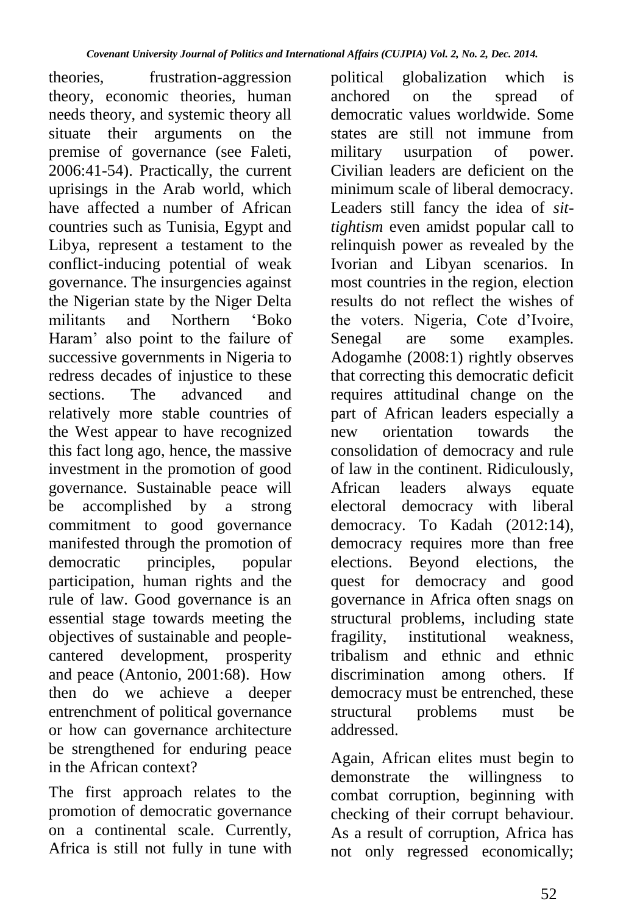theories, frustration-aggression theory, economic theories, human needs theory, and systemic theory all situate their arguments on the premise of governance (see Faleti, 2006:41-54). Practically, the current uprisings in the Arab world, which have affected a number of African countries such as Tunisia, Egypt and Libya, represent a testament to the conflict-inducing potential of weak governance. The insurgencies against the Nigerian state by the Niger Delta militants and Northern 'Boko Haram' also point to the failure of successive governments in Nigeria to redress decades of injustice to these sections. The advanced and relatively more stable countries of the West appear to have recognized this fact long ago, hence, the massive investment in the promotion of good governance. Sustainable peace will be accomplished by a strong commitment to good governance manifested through the promotion of democratic principles, popular participation, human rights and the rule of law. Good governance is an essential stage towards meeting the objectives of sustainable and people-cantered development, prosperity and peace (Antonio, 2001:68). How then do we achieve a deeper entrenchment of political governance or how can governance architecture be strengthened for enduring peace in the African context?

The first approach relates to the promotion of democratic governance on a continental scale. Currently, Africa is still not fully in tune with political globalization which is anchored on the spread of democratic values worldwide. Some states are still not immune from military usurpation of power. Civilian leaders are deficient on the minimum scale of liberal democracy. Leaders still fancy the idea of *sit-tightism* even amidst popular call to relinquish power as revealed by the Ivorian and Libyan scenarios. In most countries in the region, election results do not reflect the wishes of the voters. Nigeria, Cote d'Ivoire, Senegal are some examples. Adogamhe (2008:1) rightly observes that correcting this democratic deficit requires attitudinal change on the part of African leaders especially a new orientation towards the consolidation of democracy and rule of law in the continent. Ridiculously, African leaders always equate electoral democracy with liberal democracy. To Kadah (2012:14), democracy requires more than free elections. Beyond elections, the quest for democracy and good governance in Africa often snags on structural problems, including state fragility, institutional weakness, tribalism and ethnic and ethnic discrimination among others. If democracy must be entrenched, these structural problems must be addressed.

Again, African elites must begin to demonstrate the willingness to combat corruption, beginning with checking of their corrupt behaviour. As a result of corruption, Africa has not only regressed economically;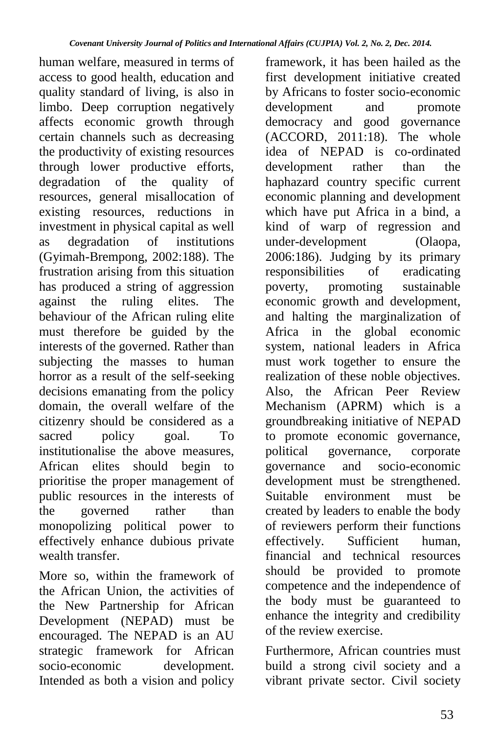human welfare, measured in terms of access to good health, education and quality standard of living, is also in limbo. Deep corruption negatively affects economic growth through certain channels such as decreasing the productivity of existing resources through lower productive efforts, degradation of the quality of resources, general misallocation of existing resources, reductions in investment in physical capital as well as degradation of institutions (Gyimah-Brempong, 2002:188). The frustration arising from this situation has produced a string of aggression against the ruling elites. The behaviour of the African ruling elite must therefore be guided by the interests of the governed. Rather than subjecting the masses to human horror as a result of the self-seeking decisions emanating from the policy domain, the overall welfare of the citizenry should be considered as a sacred policy goal. To institutionalise the above measures, African elites should begin to prioritise the proper management of public resources in the interests of the governed rather than monopolizing political power to effectively enhance dubious private wealth transfer.

More so, within the framework of the African Union, the activities of the New Partnership for African Development (NEPAD) must be encouraged. The NEPAD is an AU strategic framework for African socio-economic development. Intended as both a vision and policy framework, it has been hailed as the first development initiative created by Africans to foster socio-economic development and promote democracy and good governance (ACCORD, 2011:18). The whole idea of NEPAD is co-ordinated development rather than the haphazard country specific current economic planning and development which have put Africa in a bind, a kind of warp of regression and under-development (Olaopa, 2006:186). Judging by its primary responsibilities of eradicating poverty, promoting sustainable economic growth and development, and halting the marginalization of Africa in the global economic system, national leaders in Africa must work together to ensure the realization of these noble objectives. Also, the African Peer Review Mechanism (APRM) which is a groundbreaking initiative of NEPAD to promote economic governance, political governance, corporate governance and socio-economic development must be strengthened. Suitable environment must be created by leaders to enable the body of reviewers perform their functions effectively. Sufficient human, financial and technical resources should be provided to promote competence and the independence of the body must be guaranteed to enhance the integrity and credibility of the review exercise.

Furthermore, African countries must build a strong civil society and a vibrant private sector. Civil society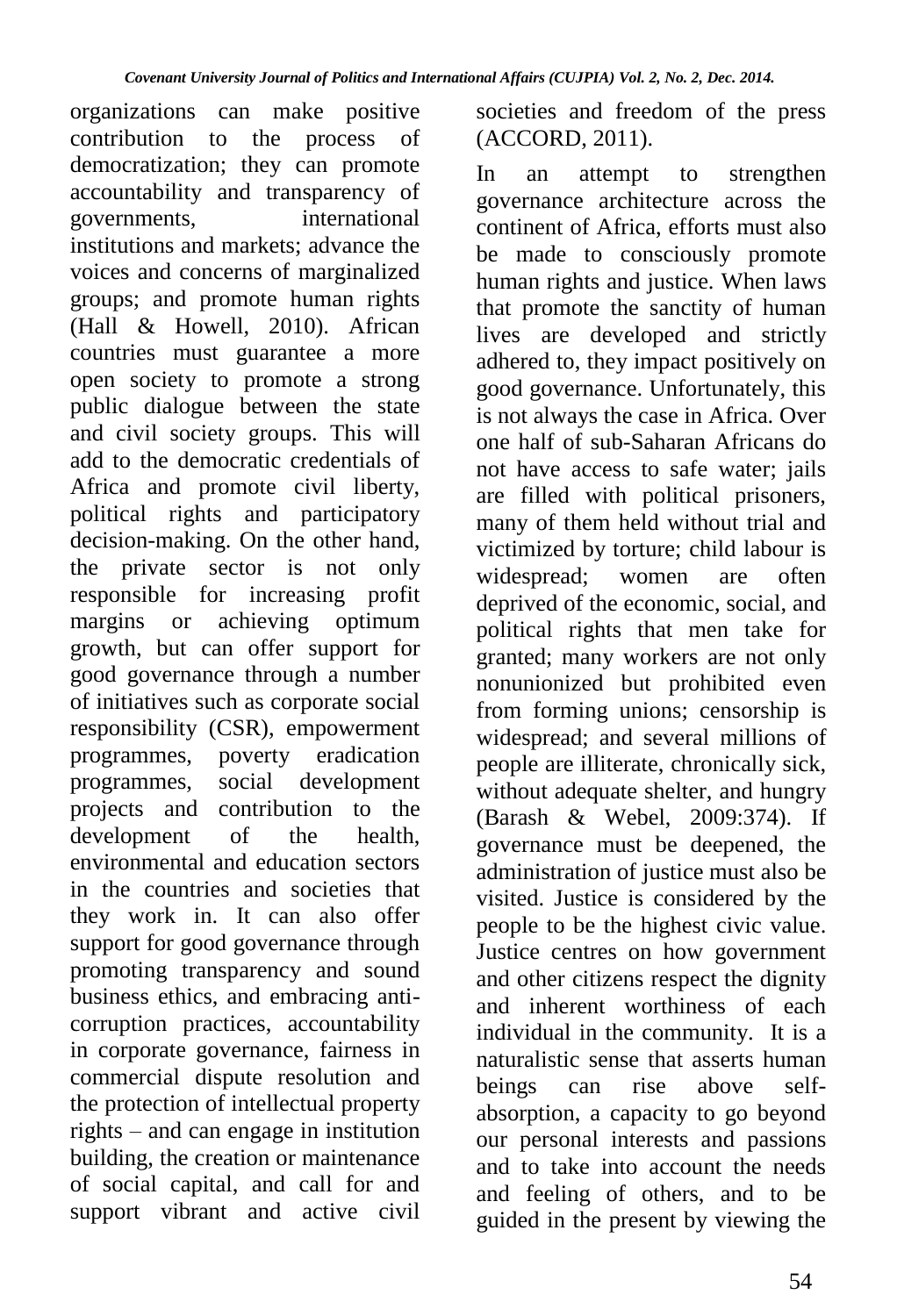organizations can make positive contribution to the process of democratization; they can promote accountability and transparency of governments, international institutions and markets; advance the voices and concerns of marginalized groups; and promote human rights (Hall & Howell, 2010). African countries must guarantee a more open society to promote a strong public dialogue between the state and civil society groups. This will add to the democratic credentials of Africa and promote civil liberty, political rights and participatory decision-making. On the other hand, the private sector is not only responsible for increasing profit margins or achieving optimum growth, but can offer support for good governance through a number of initiatives such as corporate social responsibility (CSR), empowerment programmes, poverty eradication programmes, social development projects and contribution to the development of the health, environmental and education sectors in the countries and societies that they work in. It can also offer support for good governance through promoting transparency and sound business ethics, and embracing anti-corruption practices, accountability in corporate governance, fairness in commercial dispute resolution and the protection of intellectual property rights – and can engage in institution building, the creation or maintenance of social capital, and call for and support vibrant and active civil societies and freedom of the press (ACCORD, 2011).

In an attempt to strengthen governance architecture across the continent of Africa, efforts must also be made to consciously promote human rights and justice. When laws that promote the sanctity of human lives are developed and strictly adhered to, they impact positively on good governance. Unfortunately, this is not always the case in Africa. Over one half of sub-Saharan Africans do not have access to safe water; jails are filled with political prisoners, many of them held without trial and victimized by torture; child labour is widespread; women are often deprived of the economic, social, and political rights that men take for granted; many workers are not only nonunionized but prohibited even from forming unions; censorship is widespread; and several millions of people are illiterate, chronically sick, without adequate shelter, and hungry (Barash & Webel, 2009:374). If governance must be deepened, the administration of justice must also be visited. Justice is considered by the people to be the highest civic value. Justice centres on how government and other citizens respect the dignity and inherent worthiness of each individual in the community. It is a naturalistic sense that asserts human beings can rise above self-absorption, a capacity to go beyond our personal interests and passions and to take into account the needs and feeling of others, and to be guided in the present by viewing the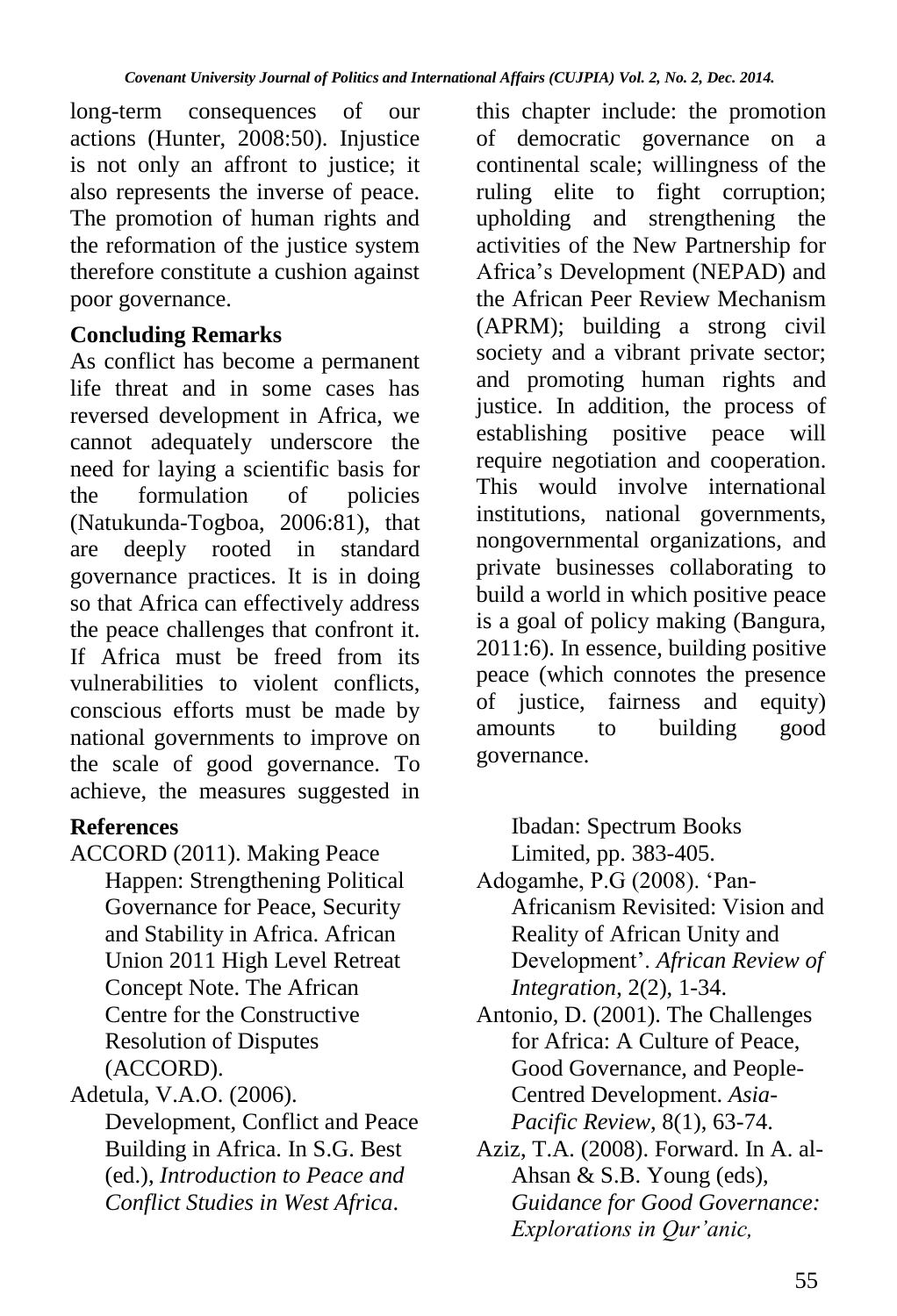long-term consequences of our actions (Hunter, 2008:50). Injustice is not only an affront to justice; it also represents the inverse of peace. The promotion of human rights and the reformation of the justice system therefore constitute a cushion against poor governance.

## Concluding Remarks

As conflict has become a permanent life threat and in some cases has reversed development in Africa, we cannot adequately underscore the need for laying a scientific basis for the formulation of policies (Natukunda-Togboa, 2006:81), that are deeply rooted in standard governance practices. It is in doing so that Africa can effectively address the peace challenges that confront it. If Africa must be freed from its vulnerabilities to violent conflicts, conscious efforts must be made by national governments to improve on the scale of good governance. To achieve, the measures suggested in this chapter include: the promotion of democratic governance on a continental scale; willingness of the ruling elite to fight corruption; upholding and strengthening the activities of the New Partnership for Africa's Development (NEPAD) and the African Peer Review Mechanism (APRM); building a strong civil society and a vibrant private sector; and promoting human rights and justice. In addition, the process of establishing positive peace will require negotiation and cooperation. This would involve international institutions, national governments, nongovernmental organizations, and private businesses collaborating to build a world in which positive peace is a goal of policy making (Bangura, 2011:6). In essence, building positive peace (which connotes the presence of justice, fairness and equity) amounts to building good governance.

## References

ACCORD (2011). Making Peace Happen: Strengthening Political Governance for Peace, Security and Stability in Africa. African Union 2011 High Level Retreat Concept Note. The African Centre for the Constructive Resolution of Disputes (ACCORD).

Adetula, V.A.O. (2006). Development, Conflict and Peace Building in Africa. In S.G. Best (ed.), *Introduction to Peace and Conflict Studies in West Africa*. Ibadan: Spectrum Books Limited, pp. 383-405.

Adogamhe, P.G (2008). 'Pan-Africanism Revisited: Vision and Reality of African Unity and Development'. *African Review of Integration*, 2(2), 1-34.

Antonio, D. (2001). The Challenges for Africa: A Culture of Peace, Good Governance, and People-Centred Development. *Asia-Pacific Review*, 8(1), 63-74.

Aziz, T.A. (2008). Forward. In A. al-Ahsan & S.B. Young (eds), *Guidance for Good Governance: Explorations in Qur'anic,*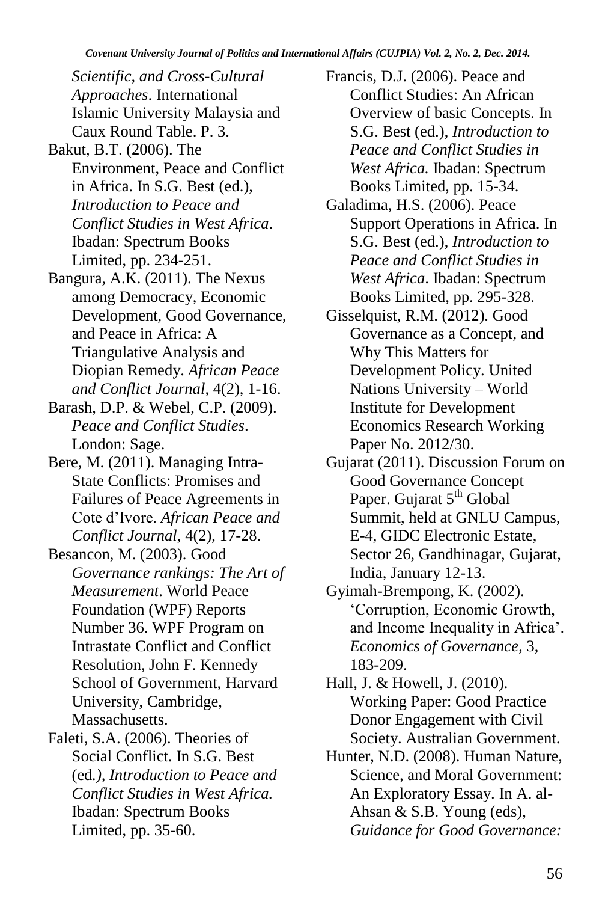*Scientific, and Cross-Cultural Approaches*. International Islamic University Malaysia and Caux Round Table. P. 3.

Bakut, B.T. (2006). The Environment, Peace and Conflict in Africa. In S.G. Best (ed.), *Introduction to Peace and Conflict Studies in West Africa*. Ibadan: Spectrum Books Limited, pp. 234-251.

Bangura, A.K. (2011). The Nexus among Democracy, Economic Development, Good Governance, and Peace in Africa: A Triangulative Analysis and Diopian Remedy. *African Peace and Conflict Journal*, 4(2), 1-16.

Barash, D.P. & Webel, C.P. (2009). *Peace and Conflict Studies*. London: Sage.

Bere, M. (2011). Managing Intra-State Conflicts: Promises and Failures of Peace Agreements in Cote d'Ivore. *African Peace and Conflict Journal*, 4(2), 17-28.

Besancon, M. (2003). Good *Governance rankings: The Art of Measurement*. World Peace Foundation (WPF) Reports Number 36. WPF Program on Intrastate Conflict and Conflict Resolution, John F. Kennedy School of Government, Harvard University, Cambridge, Massachusetts.

Faleti, S.A. (2006). Theories of Social Conflict. In S.G. Best (ed*.), Introduction to Peace and Conflict Studies in West Africa.* Ibadan: Spectrum Books Limited, pp. 35-60.

Francis, D.J. (2006). Peace and Conflict Studies: An African Overview of basic Concepts. In S.G. Best (ed.), *Introduction to Peace and Conflict Studies in West Africa.* Ibadan: Spectrum Books Limited, pp. 15-34.

Galadima, H.S. (2006). Peace Support Operations in Africa. In S.G. Best (ed.), *Introduction to Peace and Conflict Studies in West Africa*. Ibadan: Spectrum Books Limited, pp. 295-328.

Gisselquist, R.M. (2012). Good Governance as a Concept, and Why This Matters for Development Policy. United Nations University – World Institute for Development Economics Research Working Paper No. 2012/30.

Gujarat (2011). Discussion Forum on Good Governance Concept Paper. Gujarat 5th Global Summit, held at GNLU Campus, E-4, GIDC Electronic Estate, Sector 26, Gandhinagar, Gujarat, India, January 12-13.

Gyimah-Brempong, K. (2002). 'Corruption, Economic Growth, and Income Inequality in Africa'. *Economics of Governance*, 3, 183-209.

Hall, J. & Howell, J. (2010). Working Paper: Good Practice Donor Engagement with Civil Society. Australian Government.

Hunter, N.D. (2008). Human Nature, Science, and Moral Government: An Exploratory Essay. In A. al-Ahsan & S.B. Young (eds), *Guidance for Good Governance:*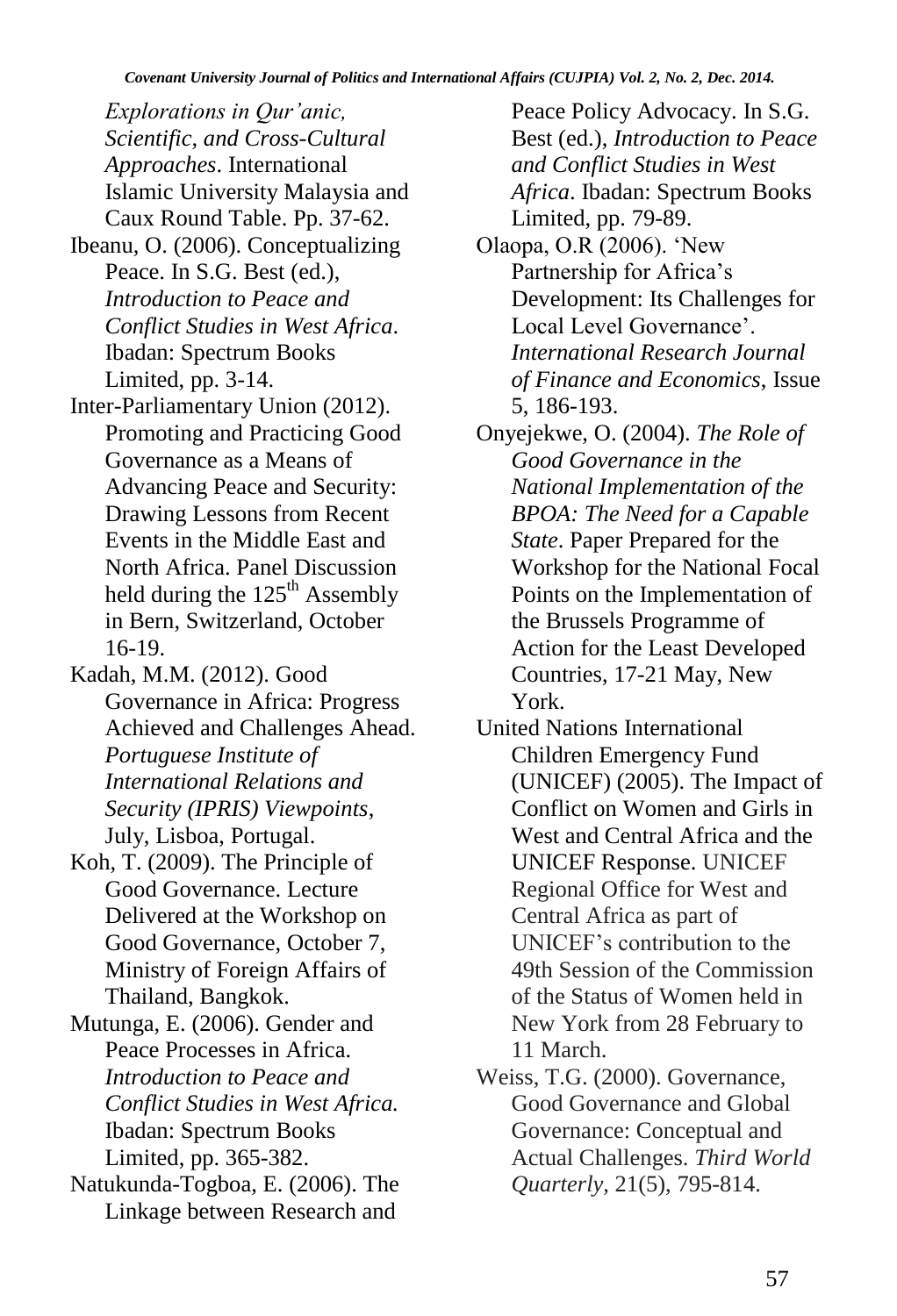*Explorations in Qur'anic, Scientific, and Cross-Cultural Approaches*. International Islamic University Malaysia and Caux Round Table. Pp. 37-62.

Ibeanu, O. (2006). Conceptualizing Peace. In S.G. Best (ed.), *Introduction to Peace and Conflict Studies in West Africa*. Ibadan: Spectrum Books Limited, pp. 3-14.

Inter-Parliamentary Union (2012). Promoting and Practicing Good Governance as a Means of Advancing Peace and Security: Drawing Lessons from Recent Events in the Middle East and North Africa. Panel Discussion held during the 125th Assembly in Bern, Switzerland, October 16-19.

Kadah, M.M. (2012). Good Governance in Africa: Progress Achieved and Challenges Ahead. *Portuguese Institute of International Relations and Security (IPRIS) Viewpoints*, July, Lisboa, Portugal.

Koh, T. (2009). The Principle of Good Governance. Lecture Delivered at the Workshop on Good Governance, October 7, Ministry of Foreign Affairs of Thailand, Bangkok.

Mutunga, E. (2006). Gender and Peace Processes in Africa. *Introduction to Peace and Conflict Studies in West Africa.* Ibadan: Spectrum Books Limited, pp. 365-382.

Natukunda-Togboa, E. (2006). The Linkage between Research and Peace Policy Advocacy. In S.G. Best (ed.), *Introduction to Peace and Conflict Studies in West Africa*. Ibadan: Spectrum Books Limited, pp. 79-89.

Olaopa, O.R (2006). 'New Partnership for Africa's Development: Its Challenges for Local Level Governance'. *International Research Journal of Finance and Economics*, Issue 5, 186-193.

Onyejekwe, O. (2004). *The Role of Good Governance in the National Implementation of the BPOA: The Need for a Capable State*. Paper Prepared for the Workshop for the National Focal Points on the Implementation of the Brussels Programme of Action for the Least Developed Countries, 17-21 May, New York.

United Nations International Children Emergency Fund (UNICEF) (2005). The Impact of Conflict on Women and Girls in West and Central Africa and the UNICEF Response. UNICEF Regional Office for West and Central Africa as part of UNICEF's contribution to the 49th Session of the Commission of the Status of Women held in New York from 28 February to 11 March.

Weiss, T.G. (2000). Governance, Good Governance and Global Governance: Conceptual and Actual Challenges. *Third World Quarterly*, 21(5), 795-814.